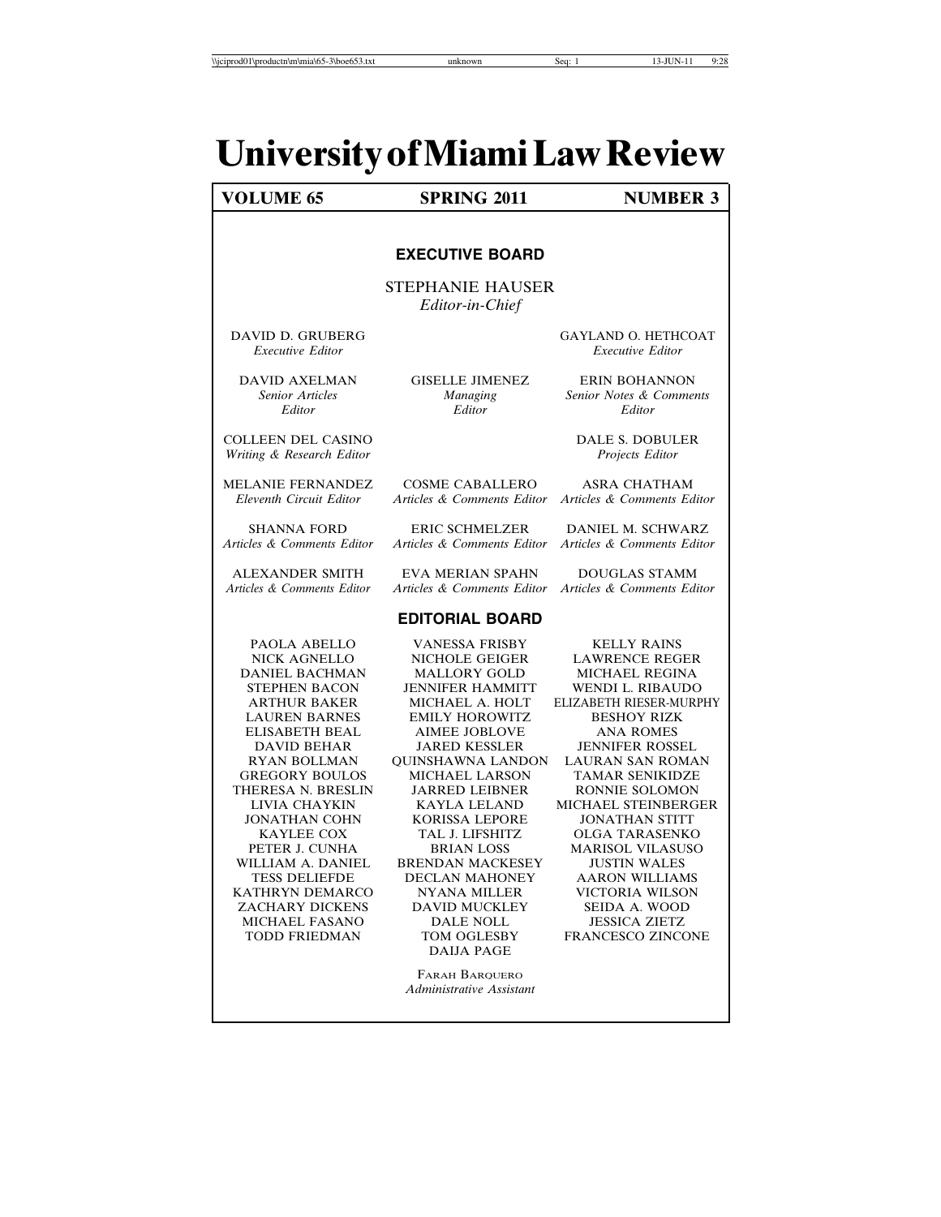# University of Miami Law Review

**VOLUME 65** | **SPRING 2011** | **NUMBER 3**

## EXECUTIVE BOARD

STEPHANIE HAUSER
*Editor-in-Chief*

DAVID D. GRUBERG
*Executive Editor*

GAYLAND O. HETHCOAT
*Executive Editor*

DAVID AXELMAN
*Senior Articles Editor*

GISELLE JIMENEZ
*Managing Editor*

ERIN BOHANNON
*Senior Notes & Comments Editor*

COLLEEN DEL CASINO
*Writing & Research Editor*

DALE S. DOBULER
*Projects Editor*

MELANIE FERNANDEZ
*Eleventh Circuit Editor*

COSME CABALLERO
*Articles & Comments Editor*

ASRA CHATHAM
*Articles & Comments Editor*

SHANNA FORD
*Articles & Comments Editor*

ERIC SCHMELZER
*Articles & Comments Editor*

DANIEL M. SCHWARZ
*Articles & Comments Editor*

ALEXANDER SMITH
*Articles & Comments Editor*

EVA MERIAN SPAHN
*Articles & Comments Editor*

DOUGLAS STAMM
*Articles & Comments Editor*

## EDITORIAL BOARD

PAOLA ABELLO
NICK AGNELLO
DANIEL BACHMAN
STEPHEN BACON
ARTHUR BAKER
LAUREN BARNES
ELISABETH BEAL
DAVID BEHAR
RYAN BOLLMAN
GREGORY BOULOS
THERESA N. BRESLIN
LIVIA CHAYKIN
JONATHAN COHN
KAYLEE COX
PETER J. CUNHA
WILLIAM A. DANIEL
TESS DELIEFDE
KATHRYN DEMARCO
ZACHARY DICKENS
MICHAEL FASANO
TODD FRIEDMAN
VANESSA FRISBY
NICHOLE GEIGER
MALLORY GOLD
JENNIFER HAMMITT
MICHAEL A. HOLT
EMILY HOROWITZ
AIMEE JOBLOVE
JARED KESSLER
QUINSHAWNA LANDON
MICHAEL LARSON
JARRED LEIBNER
KAYLA LELAND
KORISSA LEPORE
TAL J. LIFSHITZ
BRIAN LOSS
BRENDAN MACKESEY
DECLAN MAHONEY
NYANA MILLER
DAVID MUCKLEY
DALE NOLL
TOM OGLESBY
DAIJA PAGE
KELLY RAINS
LAWRENCE REGER
MICHAEL REGINA
WENDI L. RIBAUDO
ELIZABETH RIESER-MURPHY
BESHOY RIZK
ANA ROMES
JENNIFER ROSSEL
LAURAN SAN ROMAN
TAMAR SENIKIDZE
RONNIE SOLOMON
MICHAEL STEINBERGER
JONATHAN STITT
OLGA TARASENKO
MARISOL VILASUSO
JUSTIN WALES
AARON WILLIAMS
VICTORIA WILSON
SEIDA A. WOOD
JESSICA ZIETZ
FRANCESCO ZINCONE

FARAH BARQUERO
*Administrative Assistant*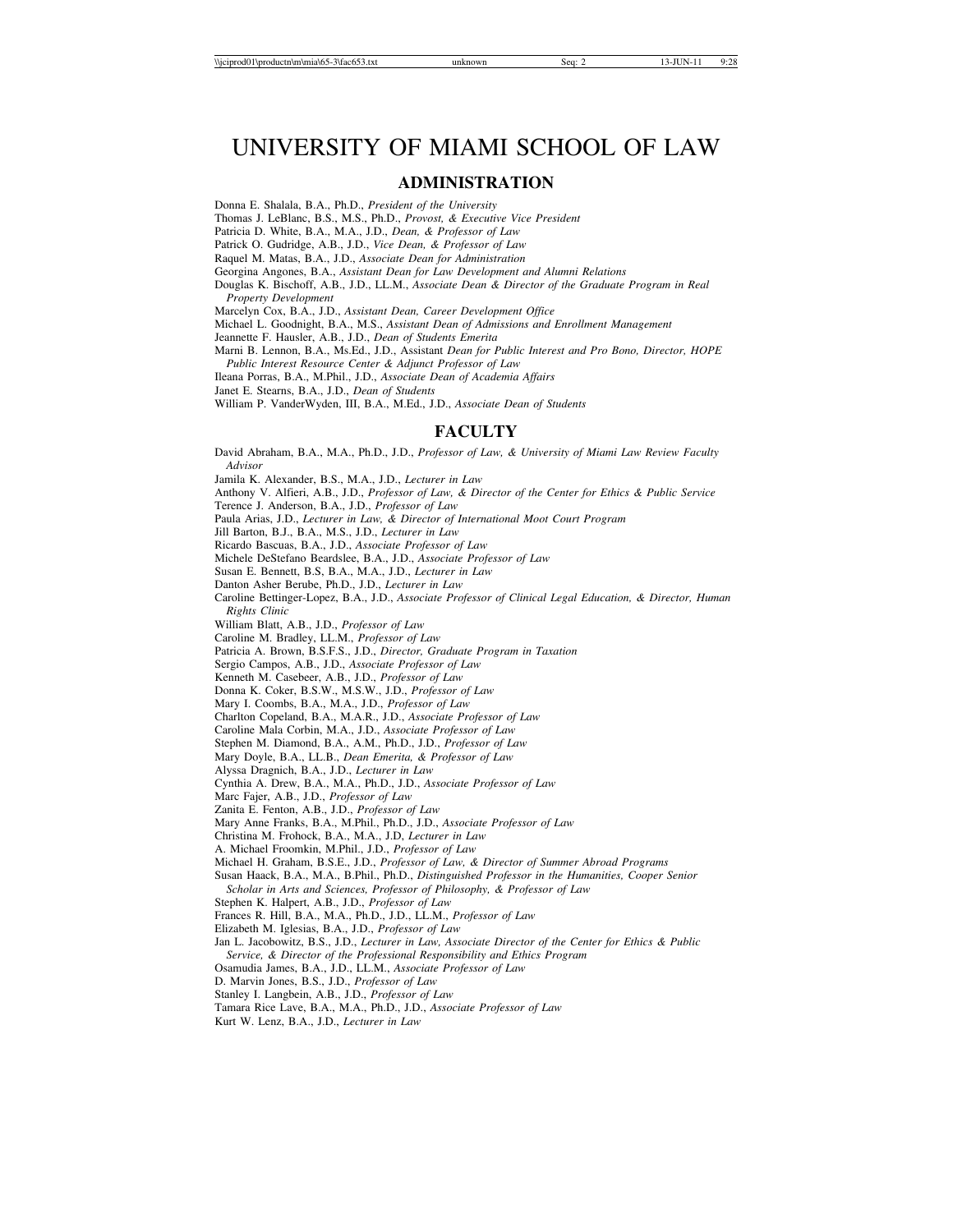# UNIVERSITY OF MIAMI SCHOOL OF LAW

## ADMINISTRATION

Donna E. Shalala, B.A., Ph.D., *President of the University*
Thomas J. LeBlanc, B.S., M.S., Ph.D., *Provost, & Executive Vice President*
Patricia D. White, B.A., M.A., J.D., *Dean, & Professor of Law*
Patrick O. Gudridge, A.B., J.D., *Vice Dean, & Professor of Law*
Raquel M. Matas, B.A., J.D., *Associate Dean for Administration*
Georgina Angones, B.A., *Assistant Dean for Law Development and Alumni Relations*
Douglas K. Bischoff, A.B., J.D., LL.M., *Associate Dean & Director of the Graduate Program in Real Property Development*
Marcelyn Cox, B.A., J.D., *Assistant Dean, Career Development Office*
Michael L. Goodnight, B.A., M.S., *Assistant Dean of Admissions and Enrollment Management*
Jeannette F. Hausler, A.B., J.D., *Dean of Students Emerita*
Marni B. Lennon, B.A., Ms.Ed., J.D., Assistant *Dean for Public Interest and Pro Bono, Director, HOPE Public Interest Resource Center & Adjunct Professor of Law*
Ileana Porras, B.A., M.Phil., J.D., *Associate Dean of Academia Affairs*
Janet E. Stearns, B.A., J.D., *Dean of Students*
William P. VanderWyden, III, B.A., M.Ed., J.D., *Associate Dean of Students*

## FACULTY

David Abraham, B.A., M.A., Ph.D., J.D., *Professor of Law, & University of Miami Law Review Faculty Advisor*
Jamila K. Alexander, B.S., M.A., J.D., *Lecturer in Law*
Anthony V. Alfieri, A.B., J.D., *Professor of Law, & Director of the Center for Ethics & Public Service*
Terence J. Anderson, B.A., J.D., *Professor of Law*
Paula Arias, J.D., *Lecturer in Law, & Director of International Moot Court Program*
Jill Barton, B.J., B.A., M.S., J.D., *Lecturer in Law*
Ricardo Bascuas, B.A., J.D., *Associate Professor of Law*
Michele DeStefano Beardslee, B.A., J.D., *Associate Professor of Law*
Susan E. Bennett, B.S, B.A., M.A., J.D., *Lecturer in Law*
Danton Asher Berube, Ph.D., J.D., *Lecturer in Law*
Caroline Bettinger-Lopez, B.A., J.D., *Associate Professor of Clinical Legal Education, & Director, Human Rights Clinic*
William Blatt, A.B., J.D., *Professor of Law*
Caroline M. Bradley, LL.M., *Professor of Law*
Patricia A. Brown, B.S.F.S., J.D., *Director, Graduate Program in Taxation*
Sergio Campos, A.B., J.D., *Associate Professor of Law*
Kenneth M. Casebeer, A.B., J.D., *Professor of Law*
Donna K. Coker, B.S.W., M.S.W., J.D., *Professor of Law*
Mary I. Coombs, B.A., M.A., J.D., *Professor of Law*
Charlton Copeland, B.A., M.A.R., J.D., *Associate Professor of Law*
Caroline Mala Corbin, M.A., J.D., *Associate Professor of Law*
Stephen M. Diamond, B.A., A.M., Ph.D., J.D., *Professor of Law*
Mary Doyle, B.A., LL.B., *Dean Emerita, & Professor of Law*
Alyssa Dragnich, B.A., J.D., *Lecturer in Law*
Cynthia A. Drew, B.A., M.A., Ph.D., J.D., *Associate Professor of Law*
Marc Fajer, A.B., J.D., *Professor of Law*
Zanita E. Fenton, A.B., J.D., *Professor of Law*
Mary Anne Franks, B.A., M.Phil., Ph.D., J.D., *Associate Professor of Law*
Christina M. Frohock, B.A., M.A., J.D, *Lecturer in Law*
A. Michael Froomkin, M.Phil., J.D., *Professor of Law*
Michael H. Graham, B.S.E., J.D., *Professor of Law, & Director of Summer Abroad Programs*
Susan Haack, B.A., M.A., B.Phil., Ph.D., *Distinguished Professor in the Humanities, Cooper Senior Scholar in Arts and Sciences, Professor of Philosophy, & Professor of Law*
Stephen K. Halpert, A.B., J.D., *Professor of Law*
Frances R. Hill, B.A., M.A., Ph.D., J.D., LL.M., *Professor of Law*
Elizabeth M. Iglesias, B.A., J.D., *Professor of Law*
Jan L. Jacobowitz, B.S., J.D., *Lecturer in Law, Associate Director of the Center for Ethics & Public Service, & Director of the Professional Responsibility and Ethics Program*
Osamudia James, B.A., J.D., LL.M., *Associate Professor of Law*
D. Marvin Jones, B.S., J.D., *Professor of Law*
Stanley I. Langbein, A.B., J.D., *Professor of Law*
Tamara Rice Lave, B.A., M.A., Ph.D., J.D., *Associate Professor of Law*
Kurt W. Lenz, B.A., J.D., *Lecturer in Law*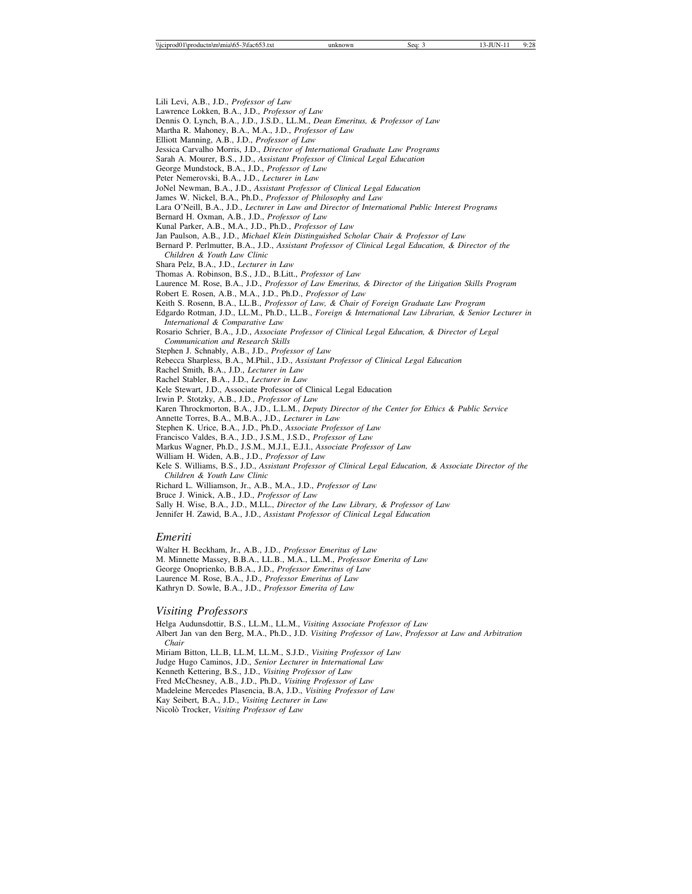Lili Levi, A.B., J.D., *Professor of Law*
Lawrence Lokken, B.A., J.D., *Professor of Law*
Dennis O. Lynch, B.A., J.D., J.S.D., LL.M., *Dean Emeritus, & Professor of Law*
Martha R. Mahoney, B.A., M.A., J.D., *Professor of Law*
Elliott Manning, A.B., J.D., *Professor of Law*
Jessica Carvalho Morris, J.D., *Director of International Graduate Law Programs*
Sarah A. Mourer, B.S., J.D., *Assistant Professor of Clinical Legal Education*
George Mundstock, B.A., J.D., *Professor of Law*
Peter Nemerovski, B.A., J.D., *Lecturer in Law*
JoNel Newman, B.A., J.D., *Assistant Professor of Clinical Legal Education*
James W. Nickel, B.A., Ph.D., *Professor of Philosophy and Law*
Lara O'Neill, B.A., J.D., *Lecturer in Law and Director of International Public Interest Programs*
Bernard H. Oxman, A.B., J.D., *Professor of Law*
Kunal Parker, A.B., M.A., J.D., Ph.D., *Professor of Law*
Jan Paulson, A.B., J.D., *Michael Klein Distinguished Scholar Chair & Professor of Law*
Bernard P. Perlmutter, B.A., J.D., *Assistant Professor of Clinical Legal Education, & Director of the Children & Youth Law Clinic*
Shara Pelz, B.A., J.D., *Lecturer in Law*
Thomas A. Robinson, B.S., J.D., B.Litt., *Professor of Law*
Laurence M. Rose, B.A., J.D., *Professor of Law Emeritus, & Director of the Litigation Skills Program*
Robert E. Rosen, A.B., M.A., J.D., Ph.D., *Professor of Law*
Keith S. Rosenn, B.A., LL.B., *Professor of Law, & Chair of Foreign Graduate Law Program*
Edgardo Rotman, J.D., LL.M., Ph.D., LL.B., *Foreign & International Law Librarian, & Senior Lecturer in International & Comparative Law*
Rosario Schrier, B.A., J.D., *Associate Professor of Clinical Legal Education, & Director of Legal Communication and Research Skills*
Stephen J. Schnably, A.B., J.D., *Professor of Law*
Rebecca Sharpless, B.A., M.Phil., J.D., *Assistant Professor of Clinical Legal Education*
Rachel Smith, B.A., J.D., *Lecturer in Law*
Rachel Stabler, B.A., J.D., *Lecturer in Law*
Kele Stewart, J.D., Associate Professor of Clinical Legal Education
Irwin P. Stotzky, A.B., J.D., *Professor of Law*
Karen Throckmorton, B.A., J.D., L.L.M., *Deputy Director of the Center for Ethics & Public Service*
Annette Torres, B.A., M.B.A., J.D., *Lecturer in Law*
Stephen K. Urice, B.A., J.D., Ph.D., *Associate Professor of Law*
Francisco Valdes, B.A., J.D., J.S.M., J.S.D., *Professor of Law*
Markus Wagner, Ph.D., J.S.M., M.J.I., E.J.I., *Associate Professor of Law*
William H. Widen, A.B., J.D., *Professor of Law*
Kele S. Williams, B.S., J.D., *Assistant Professor of Clinical Legal Education, & Associate Director of the Children & Youth Law Clinic*
Richard L. Williamson, Jr., A.B., M.A., J.D., *Professor of Law*
Bruce J. Winick, A.B., J.D., *Professor of Law*
Sally H. Wise, B.A., J.D., M.LL., *Director of the Law Library, & Professor of Law*
Jennifer H. Zawid, B.A., J.D., *Assistant Professor of Clinical Legal Education*

## *Emeriti*

Walter H. Beckham, Jr., A.B., J.D., *Professor Emeritus of Law*
M. Minnette Massey, B.B.A., LL.B., M.A., LL.M., *Professor Emerita of Law*
George Onoprienko, B.B.A., J.D., *Professor Emeritus of Law*
Laurence M. Rose, B.A., J.D., *Professor Emeritus of Law*
Kathryn D. Sowle, B.A., J.D., *Professor Emerita of Law*

## *Visiting Professors*

Helga Audunsdottir, B.S., LL.M., LL.M., *Visiting Associate Professor of Law*
Albert Jan van den Berg, M.A., Ph.D., J.D. *Visiting Professor of Law*, *Professor at Law and Arbitration Chair*
Miriam Bitton, LL.B, LL.M, LL.M., S.J.D., *Visiting Professor of Law*
Judge Hugo Caminos, J.D., *Senior Lecturer in International Law*
Kenneth Kettering, B.S., J.D., *Visiting Professor of Law*
Fred McChesney, A.B., J.D., Ph.D., *Visiting Professor of Law*
Madeleine Mercedes Plasencia, B.A, J.D., *Visiting Professor of Law*
Kay Seibert, B.A., J.D., *Visiting Lecturer in Law*
Nicolò Trocker, *Visiting Professor of Law*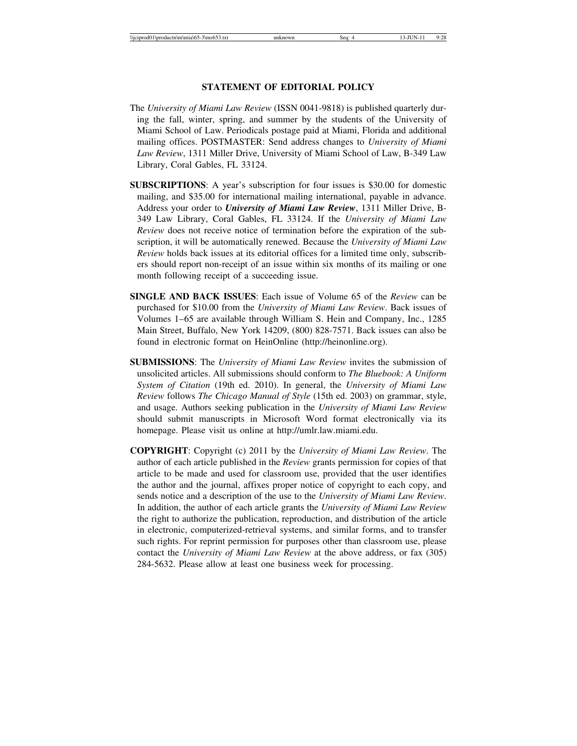## STATEMENT OF EDITORIAL POLICY

The *University of Miami Law Review* (ISSN 0041-9818) is published quarterly during the fall, winter, spring, and summer by the students of the University of Miami School of Law. Periodicals postage paid at Miami, Florida and additional mailing offices. POSTMASTER: Send address changes to *University of Miami Law Review*, 1311 Miller Drive, University of Miami School of Law, B-349 Law Library, Coral Gables, FL 33124.

**SUBSCRIPTIONS**: A year's subscription for four issues is $30.00 for domestic mailing, and $35.00 for international mailing international, payable in advance. Address your order to ***University of Miami Law Review***, 1311 Miller Drive, B-349 Law Library, Coral Gables, FL 33124. If the *University of Miami Law Review* does not receive notice of termination before the expiration of the subscription, it will be automatically renewed. Because the *University of Miami Law Review* holds back issues at its editorial offices for a limited time only, subscribers should report non-receipt of an issue within six months of its mailing or one month following receipt of a succeeding issue.

**SINGLE AND BACK ISSUES**: Each issue of Volume 65 of the *Review* can be purchased for $10.00 from the *University of Miami Law Review*. Back issues of Volumes 1–65 are available through William S. Hein and Company, Inc., 1285 Main Street, Buffalo, New York 14209, (800) 828-7571. Back issues can also be found in electronic format on HeinOnline (http://heinonline.org).

**SUBMISSIONS**: The *University of Miami Law Review* invites the submission of unsolicited articles. All submissions should conform to *The Bluebook: A Uniform System of Citation* (19th ed. 2010). In general, the *University of Miami Law Review* follows *The Chicago Manual of Style* (15th ed. 2003) on grammar, style, and usage. Authors seeking publication in the *University of Miami Law Review* should submit manuscripts in Microsoft Word format electronically via its homepage. Please visit us online at http://umlr.law.miami.edu.

**COPYRIGHT**: Copyright (c) 2011 by the *University of Miami Law Review*. The author of each article published in the *Review* grants permission for copies of that article to be made and used for classroom use, provided that the user identifies the author and the journal, affixes proper notice of copyright to each copy, and sends notice and a description of the use to the *University of Miami Law Review*. In addition, the author of each article grants the *University of Miami Law Review* the right to authorize the publication, reproduction, and distribution of the article in electronic, computerized-retrieval systems, and similar forms, and to transfer such rights. For reprint permission for purposes other than classroom use, please contact the *University of Miami Law Review* at the above address, or fax (305) 284-5632. Please allow at least one business week for processing.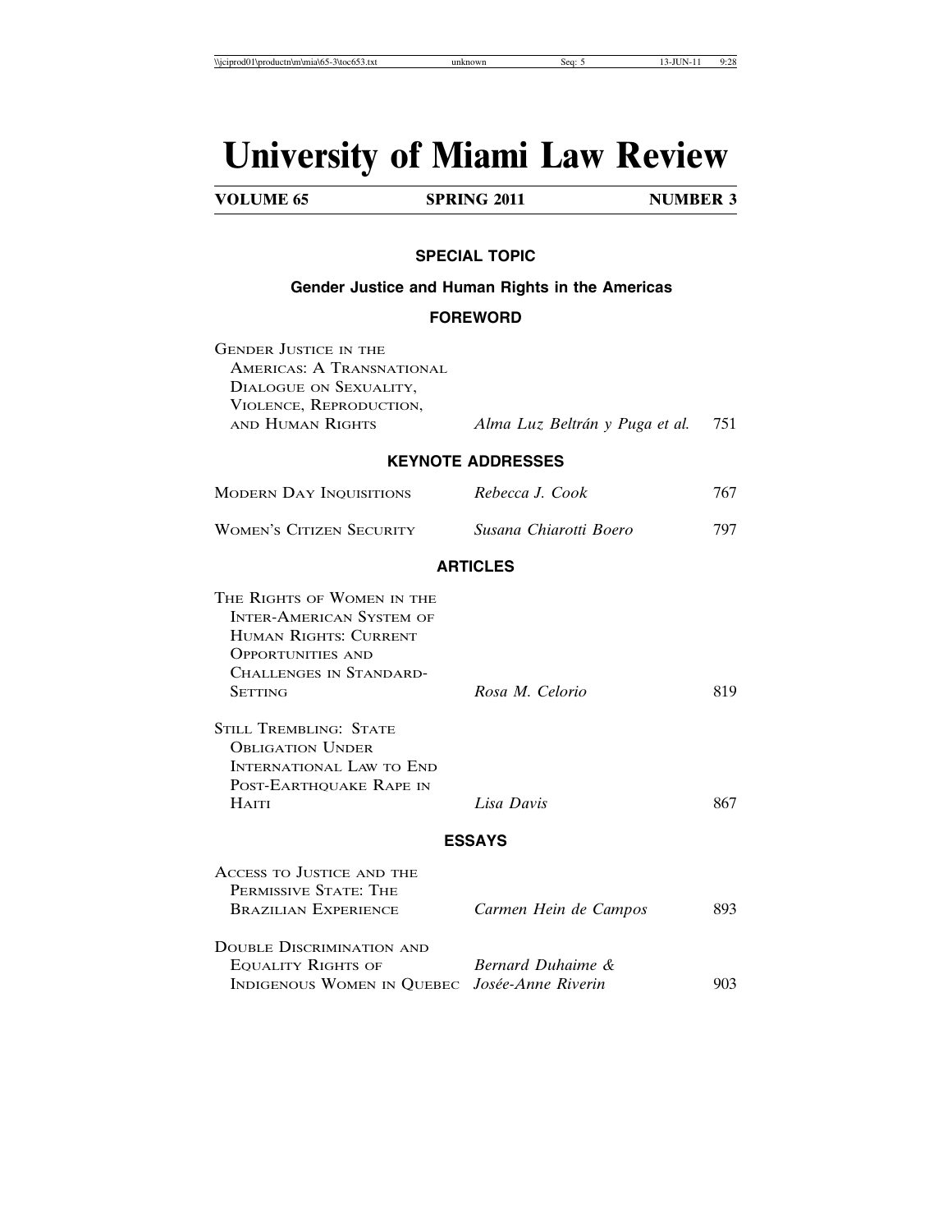# University of Miami Law Review

**VOLUME 65** **SPRING 2011** **NUMBER 3**

## SPECIAL TOPIC

### Gender Justice and Human Rights in the Americas

### FOREWORD

| | | |
|---|---|---|
| GENDER JUSTICE IN THE AMERICAS: A TRANSNATIONAL DIALOGUE ON SEXUALITY, VIOLENCE, REPRODUCTION, AND HUMAN RIGHTS | *Alma Luz Beltrán y Puga et al.* | 751 |

### KEYNOTE ADDRESSES

| | | |
|---|---|---|
| MODERN DAY INQUISITIONS | *Rebecca J. Cook* | 767 |
| WOMEN'S CITIZEN SECURITY | *Susana Chiarotti Boero* | 797 |

### ARTICLES

| | | |
|---|---|---|
| THE RIGHTS OF WOMEN IN THE INTER-AMERICAN SYSTEM OF HUMAN RIGHTS: CURRENT OPPORTUNITIES AND CHALLENGES IN STANDARD-SETTING | *Rosa M. Celorio* | 819 |
| STILL TREMBLING: STATE OBLIGATION UNDER INTERNATIONAL LAW TO END POST-EARTHQUAKE RAPE IN HAITI | *Lisa Davis* | 867 |

### ESSAYS

| | | |
|---|---|---|
| ACCESS TO JUSTICE AND THE PERMISSIVE STATE: THE BRAZILIAN EXPERIENCE | *Carmen Hein de Campos* | 893 |
| DOUBLE DISCRIMINATION AND EQUALITY RIGHTS OF INDIGENOUS WOMEN IN QUEBEC | *Bernard Duhaime & Josée-Anne Riverin* | 903 |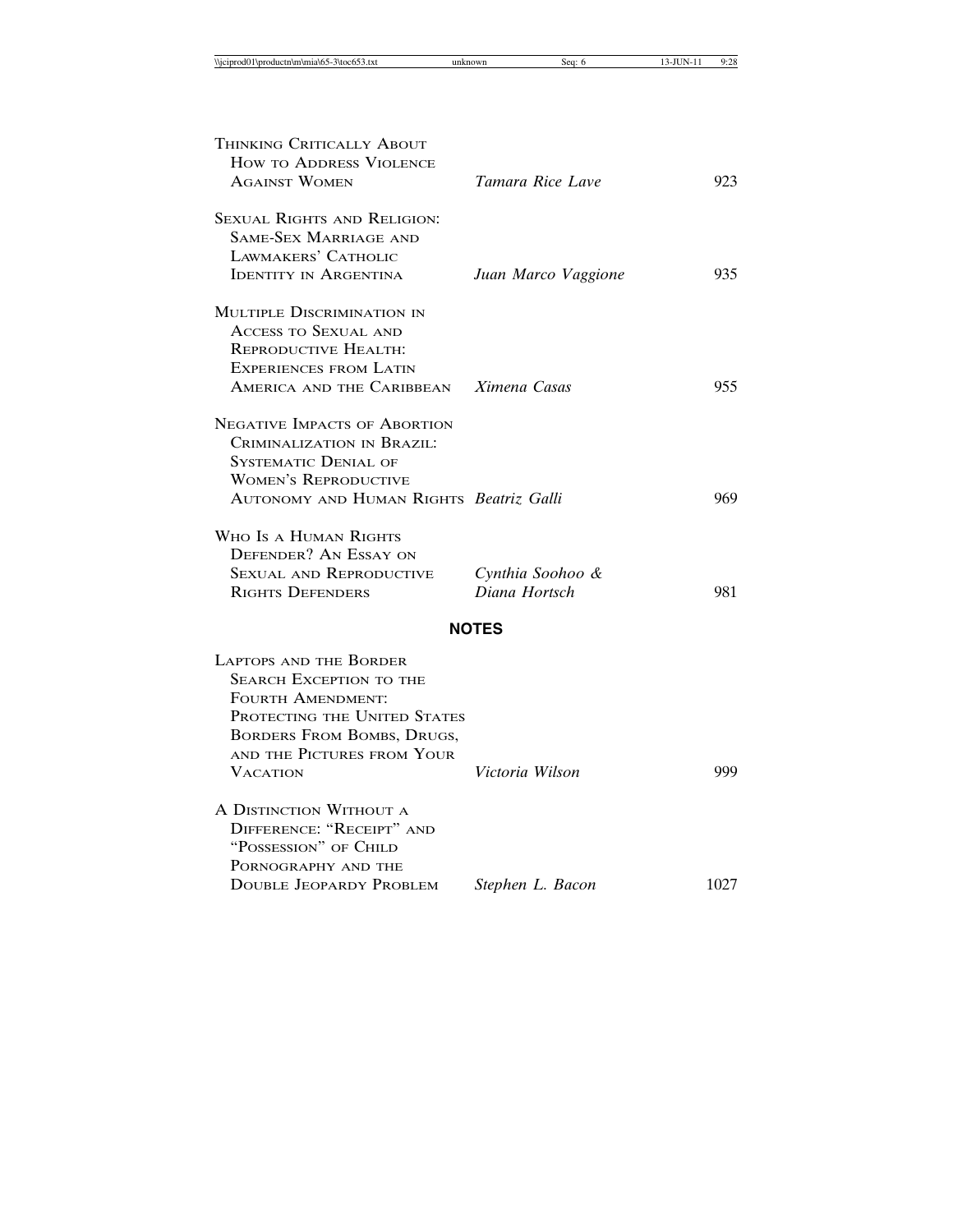| | | |
|---|---|---|
| Thinking Critically About How to Address Violence Against Women | *Tamara Rice Lave* | 923 |
| Sexual Rights and Religion: Same-Sex Marriage and Lawmakers' Catholic Identity in Argentina | *Juan Marco Vaggione* | 935 |
| Multiple Discrimination in Access to Sexual and Reproductive Health: Experiences from Latin America and the Caribbean | *Ximena Casas* | 955 |
| Negative Impacts of Abortion Criminalization in Brazil: Systematic Denial of Women's Reproductive Autonomy and Human Rights | *Beatriz Galli* | 969 |
| Who Is a Human Rights Defender? An Essay on Sexual and Reproductive Rights Defenders | *Cynthia Soohoo & Diana Hortsch* | 981 |

## NOTES

| | | |
|---|---|---|
| Laptops and the Border Search Exception to the Fourth Amendment: Protecting the United States Borders From Bombs, Drugs, and the Pictures from Your Vacation | *Victoria Wilson* | 999 |
| A Distinction Without a Difference: "Receipt" and "Possession" of Child Pornography and the Double Jeopardy Problem | *Stephen L. Bacon* | 1027 |